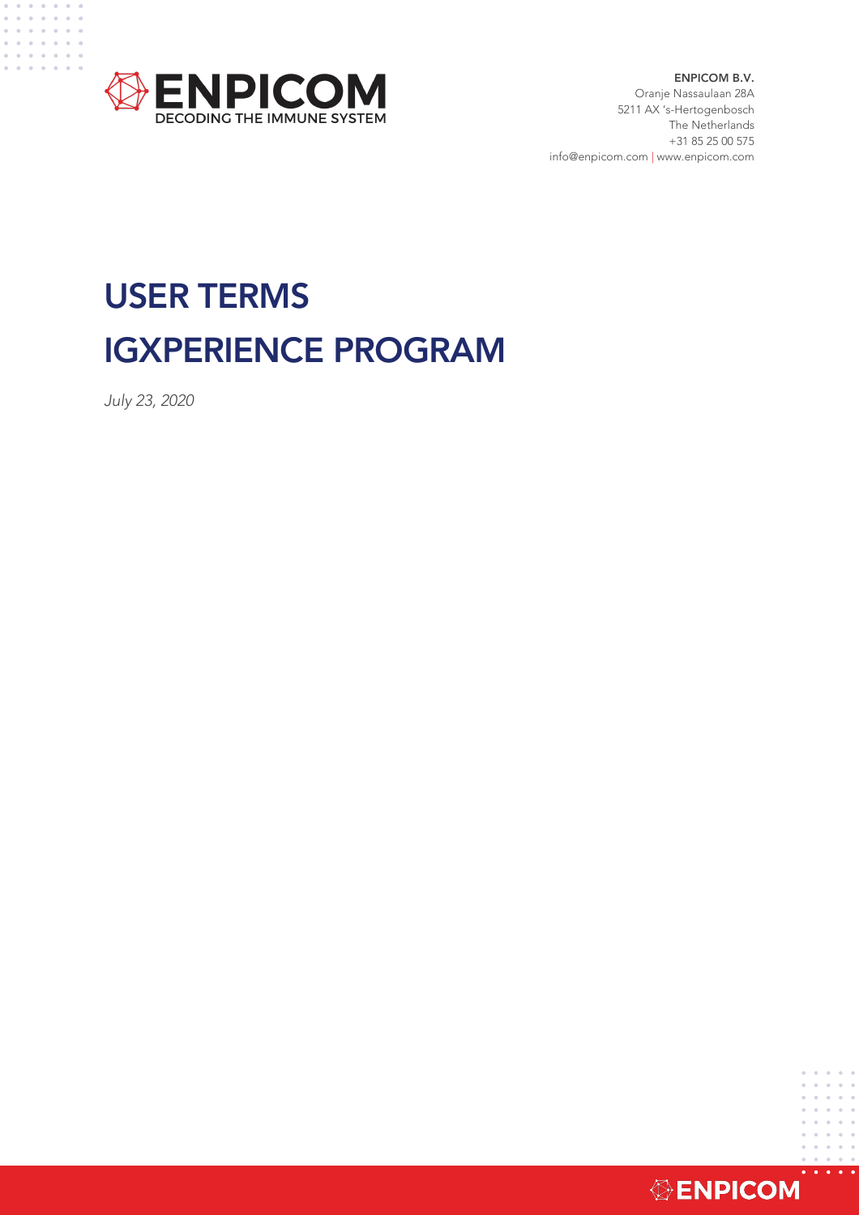ENPICOM
DECODING THE IMMUNE SYSTEM

**ENPICOM B.V.**
Oranje Nassaulaan 28A
5211 AX 's-Hertogenbosch
The Netherlands
+31 85 25 00 575
info@enpicom.com | www.enpicom.com

# USER TERMS IGXPERIENCE PROGRAM

*July 23, 2020*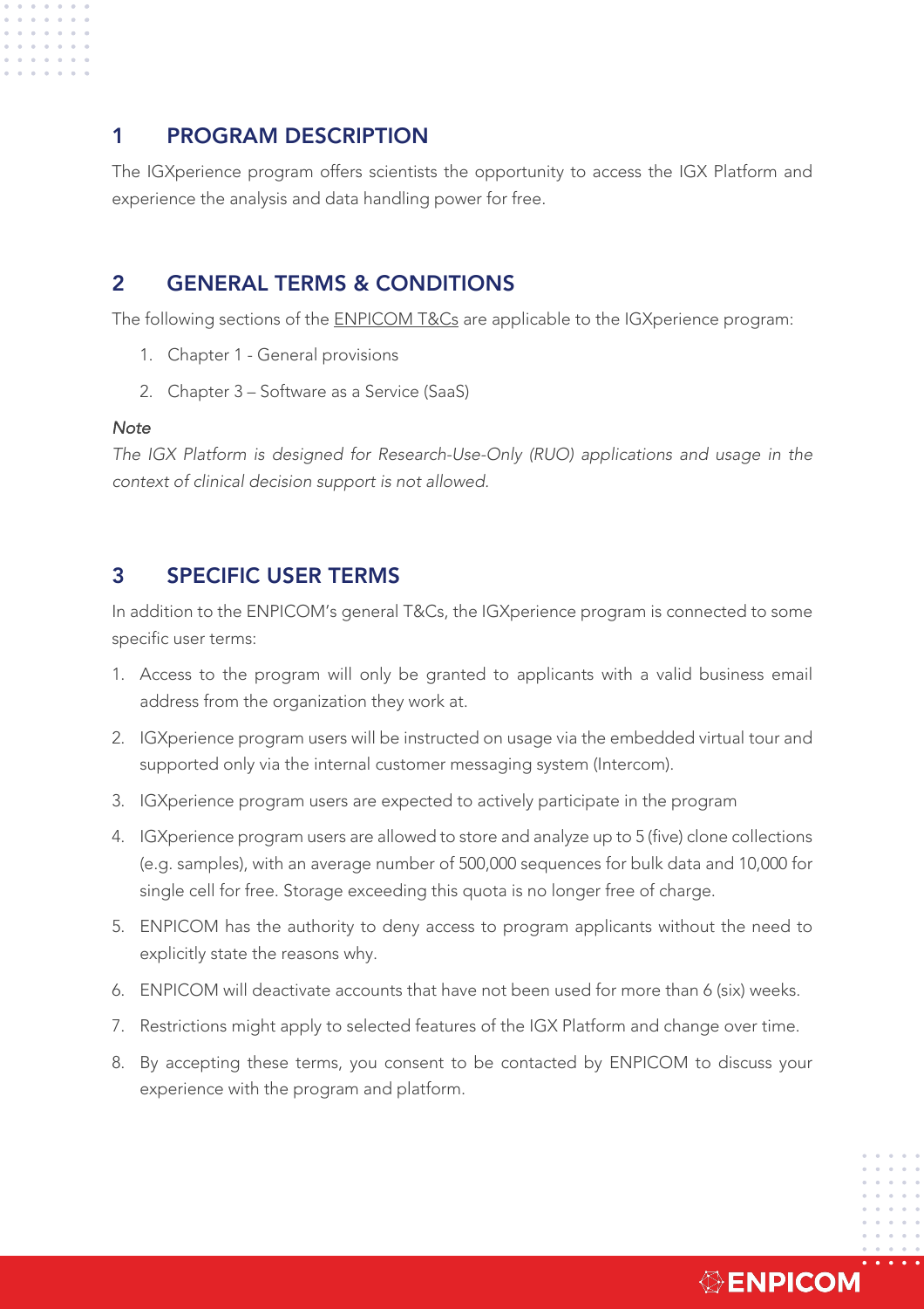## 1 PROGRAM DESCRIPTION

The IGXperience program offers scientists the opportunity to access the IGX Platform and experience the analysis and data handling power for free.

## 2 GENERAL TERMS & CONDITIONS

The following sections of the ENPICOM T&Cs are applicable to the IGXperience program:

1. Chapter 1 - General provisions
2. Chapter 3 – Software as a Service (SaaS)

*Note*
*The IGX Platform is designed for Research-Use-Only (RUO) applications and usage in the context of clinical decision support is not allowed.*

## 3 SPECIFIC USER TERMS

In addition to the ENPICOM's general T&Cs, the IGXperience program is connected to some specific user terms:

1. Access to the program will only be granted to applicants with a valid business email address from the organization they work at.
2. IGXperience program users will be instructed on usage via the embedded virtual tour and supported only via the internal customer messaging system (Intercom).
3. IGXperience program users are expected to actively participate in the program
4. IGXperience program users are allowed to store and analyze up to 5 (five) clone collections (e.g. samples), with an average number of 500,000 sequences for bulk data and 10,000 for single cell for free. Storage exceeding this quota is no longer free of charge.
5. ENPICOM has the authority to deny access to program applicants without the need to explicitly state the reasons why.
6. ENPICOM will deactivate accounts that have not been used for more than 6 (six) weeks.
7. Restrictions might apply to selected features of the IGX Platform and change over time.
8. By accepting these terms, you consent to be contacted by ENPICOM to discuss your experience with the program and platform.